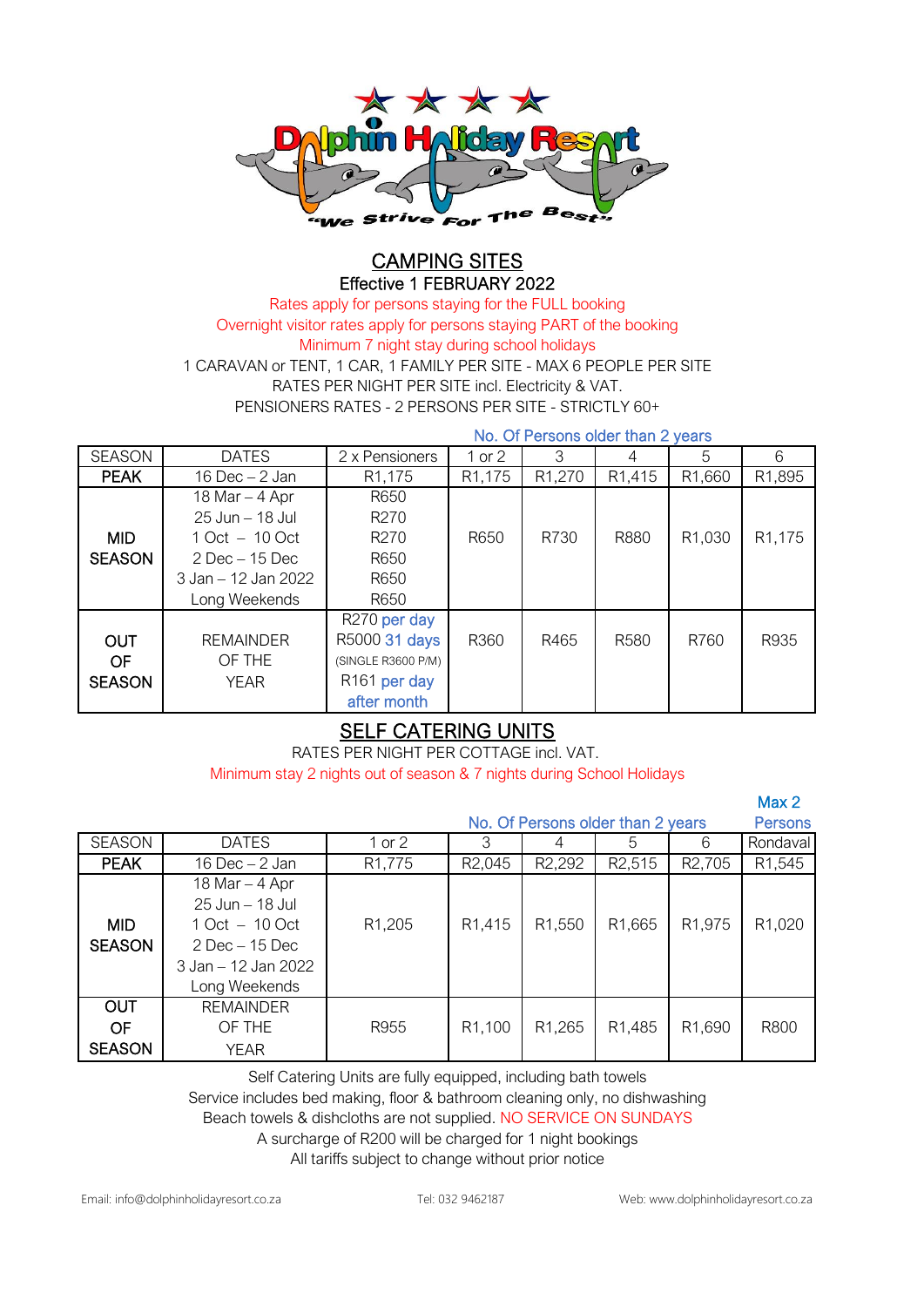Dolphin Holiday Resort

"We Strive For The Best"

## CAMPING SITES

Effective 1 FEBRUARY 2022

Rates apply for persons staying for the FULL booking

Overnight visitor rates apply for persons staying PART of the booking

Minimum 7 night stay during school holidays

1 CARAVAN or TENT, 1 CAR, 1 FAMILY PER SITE - MAX 6 PEOPLE PER SITE

RATES PER NIGHT PER SITE incl. Electricity & VAT.

PENSIONERS RATES - 2 PERSONS PER SITE - STRICTLY 60+

| | | | No. Of Persons older than 2 years | | | | |
|---|---|---|---|---|---|---|---|
| SEASON | DATES | 2 x Pensioners | 1 or 2 | 3 | 4 | 5 | 6 |
| PEAK | 16 Dec – 2 Jan | R1,175 | R1,175 | R1,270 | R1,415 | R1,660 | R1,895 |
| MID SEASON | 18 Mar – 4 Apr | R650 | R650 | R730 | R880 | R1,030 | R1,175 |
| | 25 Jun – 18 Jul | R270 | | | | | |
| | 1 Oct – 10 Oct | R270 | | | | | |
| | 2 Dec – 15 Dec | R650 | | | | | |
| | 3 Jan – 12 Jan 2022 | R650 | | | | | |
| | Long Weekends | R650 | | | | | |
| OUT OF SEASON | REMAINDER OF THE YEAR | R270 per day<br>R5000 31 days<br>(SINGLE R3600 P/M)<br>R161 per day after month | R360 | R465 | R580 | R760 | R935 |

## SELF CATERING UNITS

RATES PER NIGHT PER COTTAGE incl. VAT.

Minimum stay 2 nights out of season & 7 nights during School Holidays

| | | | No. Of Persons older than 2 years | | | | Max 2 Persons |
|---|---|---|---|---|---|---|---|
| SEASON | DATES | 1 or 2 | 3 | 4 | 5 | 6 | Rondaval |
| PEAK | 16 Dec – 2 Jan | R1,775 | R2,045 | R2,292 | R2,515 | R2,705 | R1,545 |
| MID SEASON | 18 Mar – 4 Apr<br>25 Jun – 18 Jul<br>1 Oct – 10 Oct<br>2 Dec – 15 Dec<br>3 Jan – 12 Jan 2022<br>Long Weekends | R1,205 | R1,415 | R1,550 | R1,665 | R1,975 | R1,020 |
| OUT OF SEASON | REMAINDER OF THE YEAR | R955 | R1,100 | R1,265 | R1,485 | R1,690 | R800 |

Self Catering Units are fully equipped, including bath towels

Service includes bed making, floor & bathroom cleaning only, no dishwashing

Beach towels & dishcloths are not supplied. NO SERVICE ON SUNDAYS

A surcharge of R200 will be charged for 1 night bookings

All tariffs subject to change without prior notice

Email: info@dolphinholidayresort.co.za    Tel: 032 9462187    Web: www.dolphinholidayresort.co.za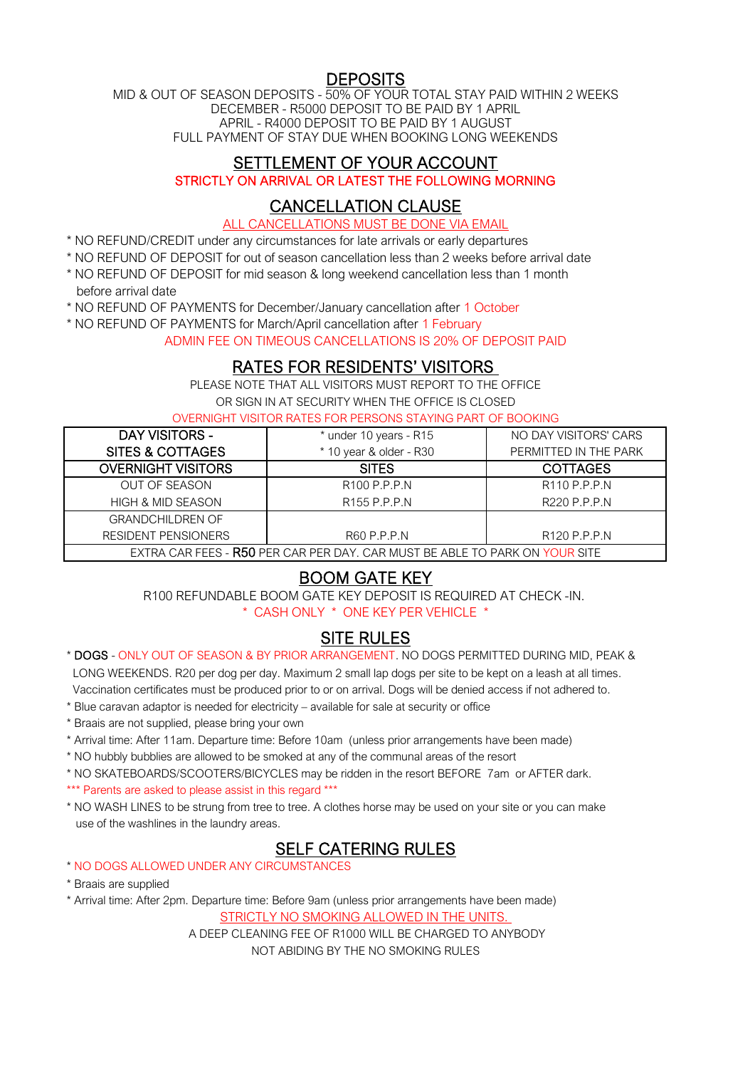## DEPOSITS

MID & OUT OF SEASON DEPOSITS - 50% OF YOUR TOTAL STAY PAID WITHIN 2 WEEKS
DECEMBER - R5000 DEPOSIT TO BE PAID BY 1 APRIL
APRIL - R4000 DEPOSIT TO BE PAID BY 1 AUGUST
FULL PAYMENT OF STAY DUE WHEN BOOKING LONG WEEKENDS

## SETTLEMENT OF YOUR ACCOUNT

STRICTLY ON ARRIVAL OR LATEST THE FOLLOWING MORNING

## CANCELLATION CLAUSE

ALL CANCELLATIONS MUST BE DONE VIA EMAIL

* NO REFUND/CREDIT under any circumstances for late arrivals or early departures
* NO REFUND OF DEPOSIT for out of season cancellation less than 2 weeks before arrival date
* NO REFUND OF DEPOSIT for mid season & long weekend cancellation less than 1 month before arrival date
* NO REFUND OF PAYMENTS for December/January cancellation after 1 October
* NO REFUND OF PAYMENTS for March/April cancellation after 1 February

ADMIN FEE ON TIMEOUS CANCELLATIONS IS 20% OF DEPOSIT PAID

## RATES FOR RESIDENTS' VISITORS

PLEASE NOTE THAT ALL VISITORS MUST REPORT TO THE OFFICE
OR SIGN IN AT SECURITY WHEN THE OFFICE IS CLOSED

OVERNIGHT VISITOR RATES FOR PERSONS STAYING PART OF BOOKING

| DAY VISITORS - SITES & COTTAGES | * under 10 years - R15<br>* 10 year & older - R30 | NO DAY VISITORS' CARS PERMITTED IN THE PARK |
|---|---|---|
| **OVERNIGHT VISITORS** | **SITES** | **COTTAGES** |
| OUT OF SEASON | R100 P.P.P.N | R110 P.P.P.N |
| HIGH & MID SEASON | R155 P.P.P.N | R220 P.P.P.N |
| GRANDCHILDREN OF RESIDENT PENSIONERS | R60 P.P.P.N | R120 P.P.P.N |
| EXTRA CAR FEES - **R50** PER CAR PER DAY. CAR MUST BE ABLE TO PARK ON YOUR SITE | | |

## BOOM GATE KEY

R100 REFUNDABLE BOOM GATE KEY DEPOSIT IS REQUIRED AT CHECK -IN.

\* CASH ONLY \* ONE KEY PER VEHICLE \*

## SITE RULES

* **DOGS** - ONLY OUT OF SEASON & BY PRIOR ARRANGEMENT. NO DOGS PERMITTED DURING MID, PEAK & LONG WEEKENDS. R20 per dog per day. Maximum 2 small lap dogs per site to be kept on a leash at all times. Vaccination certificates must be produced prior to or on arrival. Dogs will be denied access if not adhered to.
* Blue caravan adaptor is needed for electricity – available for sale at security or office
* Braais are not supplied, please bring your own
* Arrival time: After 11am. Departure time: Before 10am (unless prior arrangements have been made)
* NO hubbly bubblies are allowed to be smoked at any of the communal areas of the resort
* NO SKATEBOARDS/SCOOTERS/BICYCLES may be ridden in the resort BEFORE 7am or AFTER dark.

\*\*\* Parents are asked to please assist in this regard \*\*\*

* NO WASH LINES to be strung from tree to tree. A clothes horse may be used on your site or you can make use of the washlines in the laundry areas.

## SELF CATERING RULES

* NO DOGS ALLOWED UNDER ANY CIRCUMSTANCES
* Braais are supplied
* Arrival time: After 2pm. Departure time: Before 9am (unless prior arrangements have been made)

STRICTLY NO SMOKING ALLOWED IN THE UNITS.

A DEEP CLEANING FEE OF R1000 WILL BE CHARGED TO ANYBODY
NOT ABIDING BY THE NO SMOKING RULES